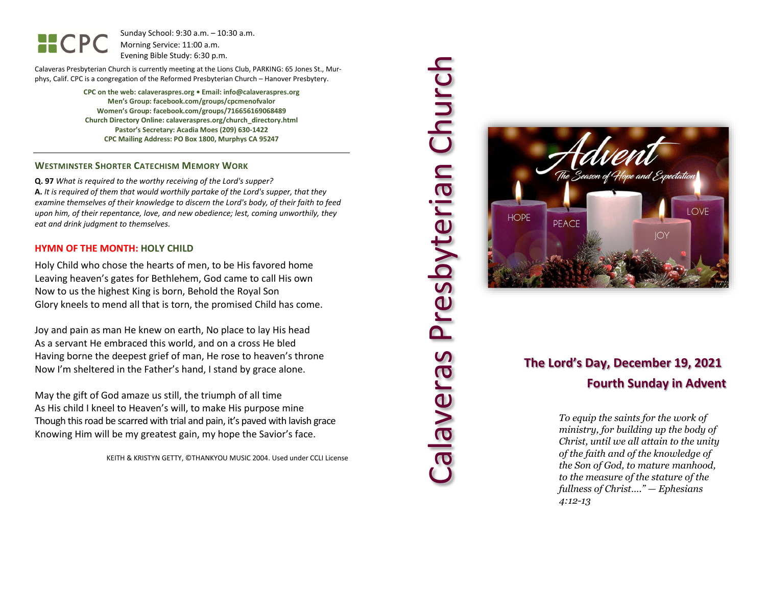CPC

Sunday School: 9:30 a.m. – 10:30 a.m.
Morning Service: 11:00 a.m.
Evening Bible Study: 6:30 p.m.

Calaveras Presbyterian Church is currently meeting at the Lions Club, PARKING: 65 Jones St., Murphys, Calif. CPC is a congregation of the Reformed Presbyterian Church – Hanover Presbytery.

**CPC on the web: calaveraspres.org • Email: info@calaveraspres.org**
**Men's Group: facebook.com/groups/cpcmenofvalor**
**Women's Group: facebook.com/groups/716656169068489**
**Church Directory Online: calaveraspres.org/church_directory.html**
**Pastor's Secretary: Acadia Moes (209) 630-1422**
**CPC Mailing Address: PO Box 1800, Murphys CA 95247**

---

## WESTMINSTER SHORTER CATECHISM MEMORY WORK

**Q. 97** *What is required to the worthy receiving of the Lord's supper?*
**A.** *It is required of them that would worthily partake of the Lord's supper, that they examine themselves of their knowledge to discern the Lord's body, of their faith to feed upon him, of their repentance, love, and new obedience; lest, coming unworthily, they eat and drink judgment to themselves.*

## HYMN OF THE MONTH: HOLY CHILD

Holy Child who chose the hearts of men, to be His favored home
Leaving heaven's gates for Bethlehem, God came to call His own
Now to us the highest King is born, Behold the Royal Son
Glory kneels to mend all that is torn, the promised Child has come.

Joy and pain as man He knew on earth, No place to lay His head
As a servant He embraced this world, and on a cross He bled
Having borne the deepest grief of man, He rose to heaven's throne
Now I'm sheltered in the Father's hand, I stand by grace alone.

May the gift of God amaze us still, the triumph of all time
As His child I kneel to Heaven's will, to make His purpose mine
Though this road be scarred with trial and pain, it's paved with lavish grace
Knowing Him will be my greatest gain, my hope the Savior's face.

KEITH & KRISTYN GETTY, ©THANKYOU MUSIC 2004. Used under CCLI License

# Calaveras Presbyterian Church

Advent
*The Season of Hope and Expectation*

HOPE PEACE JOY LOVE

## The Lord's Day, December 19, 2021
## Fourth Sunday in Advent

*To equip the saints for the work of ministry, for building up the body of Christ, until we all attain to the unity of the faith and of the knowledge of the Son of God, to mature manhood, to the measure of the stature of the fullness of Christ…." — Ephesians 4:12-13*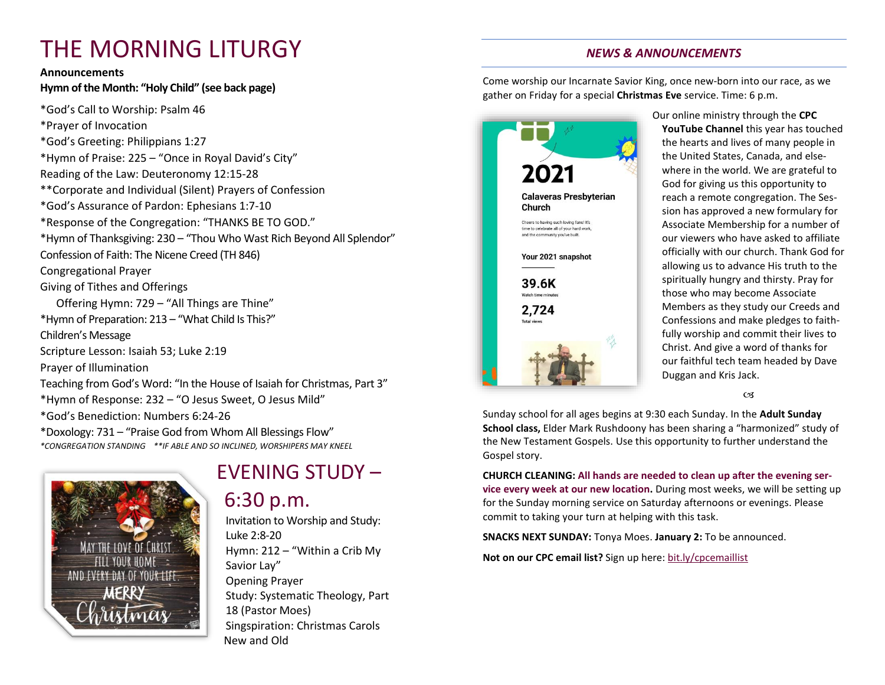# THE MORNING LITURGY

**Announcements**
**Hymn of the Month: "Holy Child" (see back page)**

*God's Call to Worship: Psalm 46
*Prayer of Invocation
*God's Greeting: Philippians 1:27
*Hymn of Praise: 225 – "Once in Royal David's City"
Reading of the Law: Deuteronomy 12:15-28
**Corporate and Individual (Silent) Prayers of Confession
*God's Assurance of Pardon: Ephesians 1:7-10
*Response of the Congregation: "THANKS BE TO GOD."
*Hymn of Thanksgiving: 230 – "Thou Who Wast Rich Beyond All Splendor"
Confession of Faith: The Nicene Creed (TH 846)
Congregational Prayer
Giving of Tithes and Offerings
  Offering Hymn: 729 – "All Things are Thine"
*Hymn of Preparation: 213 – "What Child Is This?"
Children's Message
Scripture Lesson: Isaiah 53; Luke 2:19
Prayer of Illumination
Teaching from God's Word: "In the House of Isaiah for Christmas, Part 3"
*Hymn of Response: 232 – "O Jesus Sweet, O Jesus Mild"
*God's Benediction: Numbers 6:24-26
*Doxology: 731 – "Praise God from Whom All Blessings Flow"

*\*CONGREGATION STANDING   \*\*IF ABLE AND SO INCLINED, WORSHIPERS MAY KNEEL*

# EVENING STUDY – 6:30 p.m.

Invitation to Worship and Study: Luke 2:8-20
Hymn: 212 – "Within a Crib My Savior Lay"
Opening Prayer
Study: Systematic Theology, Part 18 (Pastor Moes)
Singspiration: Christmas Carols New and Old

## *NEWS & ANNOUNCEMENTS*

Come worship our Incarnate Savior King, once new-born into our race, as we gather on Friday for a special **Christmas Eve** service. Time: 6 p.m.

Our online ministry through the **CPC YouTube Channel** this year has touched the hearts and lives of many people in the United States, Canada, and elsewhere in the world. We are grateful to God for giving us this opportunity to reach a remote congregation. The Session has approved a new formulary for Associate Membership for a number of our viewers who have asked to affiliate officially with our church. Thank God for allowing us to advance His truth to the spiritually hungry and thirsty. Pray for those who may become Associate Members as they study our Creeds and Confessions and make pledges to faithfully worship and commit their lives to Christ. And give a word of thanks for our faithful tech team headed by Dave Duggan and Kris Jack.

Sunday school for all ages begins at 9:30 each Sunday. In the **Adult Sunday School class,** Elder Mark Rushdoony has been sharing a "harmonized" study of the New Testament Gospels. Use this opportunity to further understand the Gospel story.

**CHURCH CLEANING: All hands are needed to clean up after the evening service every week at our new location.** During most weeks, we will be setting up for the Sunday morning service on Saturday afternoons or evenings. Please commit to taking your turn at helping with this task.

**SNACKS NEXT SUNDAY:** Tonya Moes. **January 2:** To be announced.

**Not on our CPC email list?** Sign up here: bit.ly/cpcemaillist